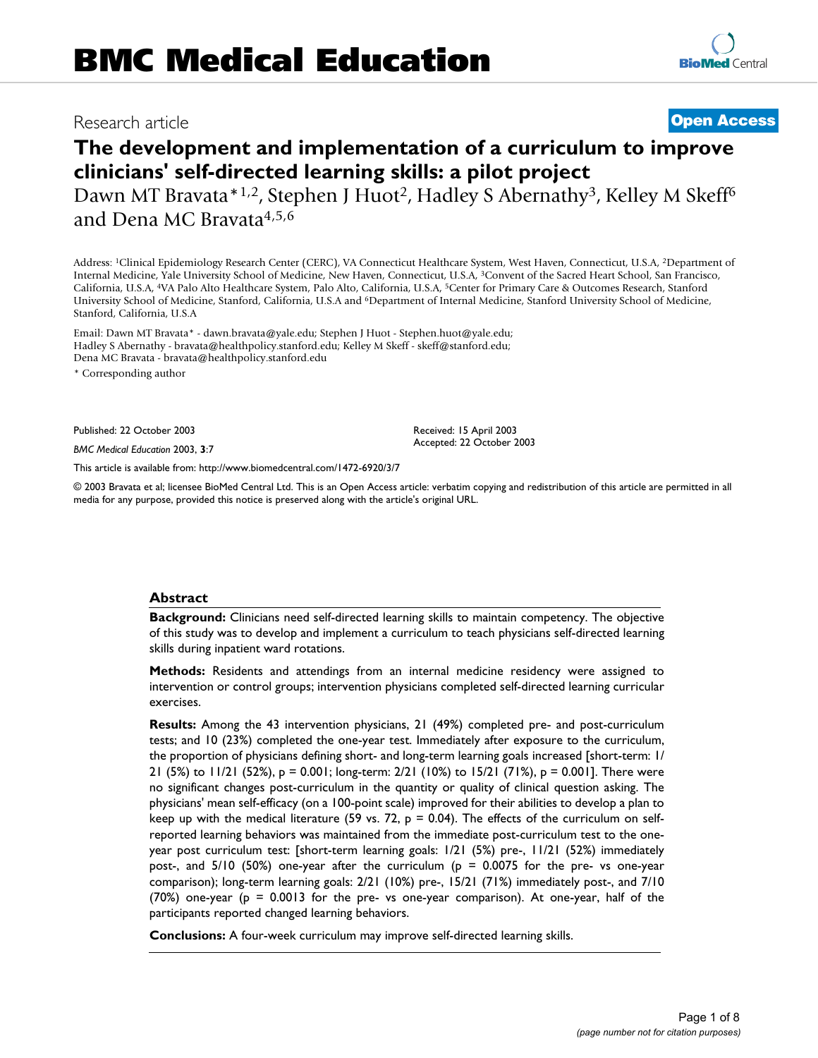# BMC Medical Education

Research article

**Open Access**

# The development and implementation of a curriculum to improve clinicians' self-directed learning skills: a pilot project

Dawn MT Bravata*[1,2], Stephen J Huot[2], Hadley S Abernathy[3], Kelley M Skeff[6] and Dena MC Bravata[4,5,6]

Address: [1]Clinical Epidemiology Research Center (CERC), VA Connecticut Healthcare System, West Haven, Connecticut, U.S.A, [2]Department of Internal Medicine, Yale University School of Medicine, New Haven, Connecticut, U.S.A, [3]Convent of the Sacred Heart School, San Francisco, California, U.S.A, [4]VA Palo Alto Healthcare System, Palo Alto, California, U.S.A, [5]Center for Primary Care & Outcomes Research, Stanford University School of Medicine, Stanford, California, U.S.A and [6]Department of Internal Medicine, Stanford University School of Medicine, Stanford, California, U.S.A

Email: Dawn MT Bravata* - dawn.bravata@yale.edu; Stephen J Huot - Stephen.huot@yale.edu; Hadley S Abernathy - bravata@healthpolicy.stanford.edu; Kelley M Skeff - skeff@stanford.edu; Dena MC Bravata - bravata@healthpolicy.stanford.edu

\* Corresponding author

Published: 22 October 2003

*BMC Medical Education* 2003, **3**:7

Received: 15 April 2003
Accepted: 22 October 2003

This article is available from: http://www.biomedcentral.com/1472-6920/3/7

© 2003 Bravata et al; licensee BioMed Central Ltd. This is an Open Access article: verbatim copying and redistribution of this article are permitted in all media for any purpose, provided this notice is preserved along with the article's original URL.

## Abstract

**Background:** Clinicians need self-directed learning skills to maintain competency. The objective of this study was to develop and implement a curriculum to teach physicians self-directed learning skills during inpatient ward rotations.

**Methods:** Residents and attendings from an internal medicine residency were assigned to intervention or control groups; intervention physicians completed self-directed learning curricular exercises.

**Results:** Among the 43 intervention physicians, 21 (49%) completed pre- and post-curriculum tests; and 10 (23%) completed the one-year test. Immediately after exposure to the curriculum, the proportion of physicians defining short- and long-term learning goals increased [short-term: 1/21 (5%) to 11/21 (52%), $p = 0.001$; long-term: 2/21 (10%) to 15/21 (71%), $p = 0.001$]. There were no significant changes post-curriculum in the quantity or quality of clinical question asking. The physicians' mean self-efficacy (on a 100-point scale) improved for their abilities to develop a plan to keep up with the medical literature (59 vs. 72, $p = 0.04$). The effects of the curriculum on self-reported learning behaviors was maintained from the immediate post-curriculum test to the one-year post curriculum test: [short-term learning goals: 1/21 (5%) pre-, 11/21 (52%) immediately post-, and 5/10 (50%) one-year after the curriculum ($p = 0.0075$ for the pre- vs one-year comparison); long-term learning goals: 2/21 (10%) pre-, 15/21 (71%) immediately post-, and 7/10 (70%) one-year ($p = 0.0013$ for the pre- vs one-year comparison). At one-year, half of the participants reported changed learning behaviors.

**Conclusions:** A four-week curriculum may improve self-directed learning skills.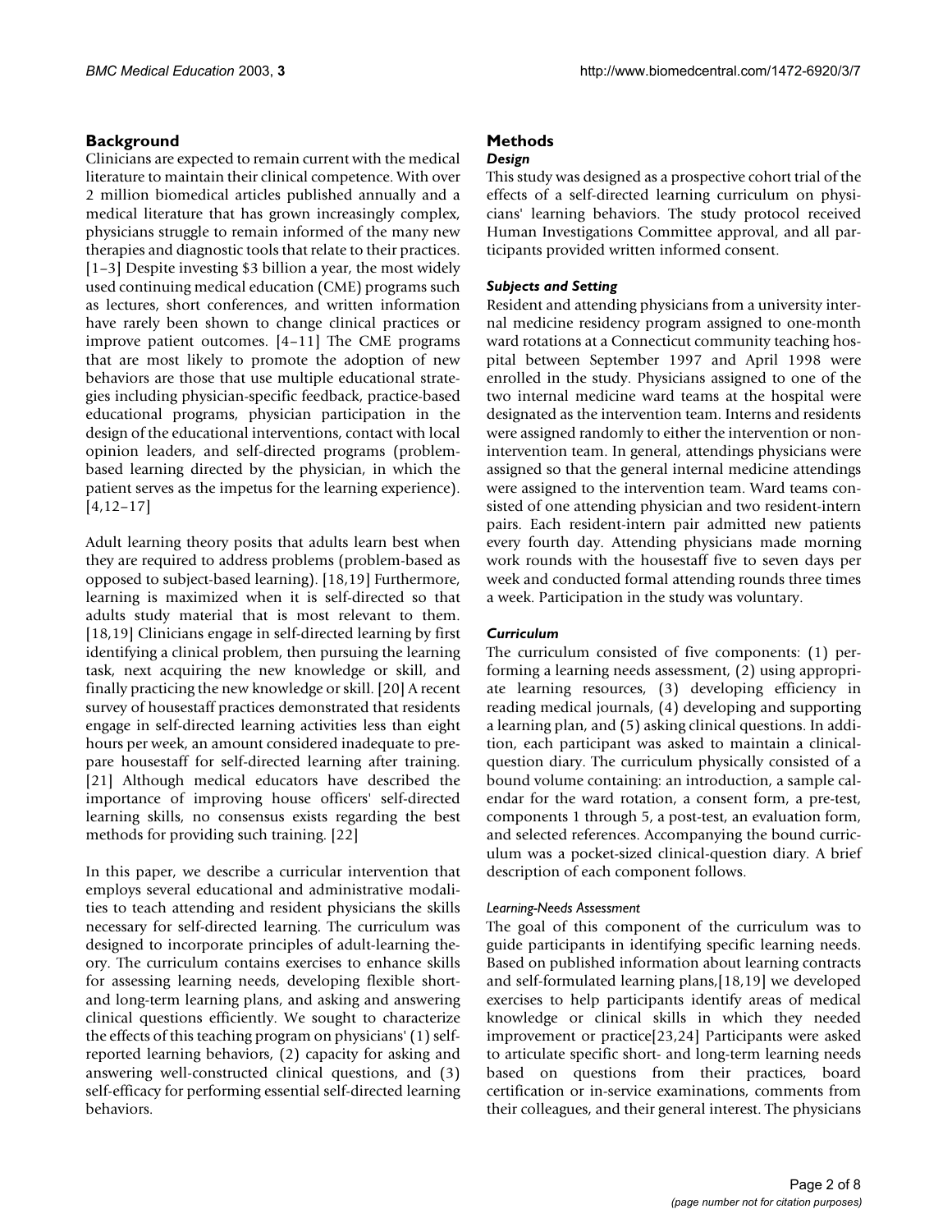## Background

Clinicians are expected to remain current with the medical literature to maintain their clinical competence. With over 2 million biomedical articles published annually and a medical literature that has grown increasingly complex, physicians struggle to remain informed of the many new therapies and diagnostic tools that relate to their practices. [1–3] Despite investing $3 billion a year, the most widely used continuing medical education (CME) programs such as lectures, short conferences, and written information have rarely been shown to change clinical practices or improve patient outcomes. [4–11] The CME programs that are most likely to promote the adoption of new behaviors are those that use multiple educational strategies including physician-specific feedback, practice-based educational programs, physician participation in the design of the educational interventions, contact with local opinion leaders, and self-directed programs (problem-based learning directed by the physician, in which the patient serves as the impetus for the learning experience). [4,12–17]

Adult learning theory posits that adults learn best when they are required to address problems (problem-based as opposed to subject-based learning). [18,19] Furthermore, learning is maximized when it is self-directed so that adults study material that is most relevant to them. [18,19] Clinicians engage in self-directed learning by first identifying a clinical problem, then pursuing the learning task, next acquiring the new knowledge or skill, and finally practicing the new knowledge or skill. [20] A recent survey of housestaff practices demonstrated that residents engage in self-directed learning activities less than eight hours per week, an amount considered inadequate to prepare housestaff for self-directed learning after training. [21] Although medical educators have described the importance of improving house officers' self-directed learning skills, no consensus exists regarding the best methods for providing such training. [22]

In this paper, we describe a curricular intervention that employs several educational and administrative modalities to teach attending and resident physicians the skills necessary for self-directed learning. The curriculum was designed to incorporate principles of adult-learning theory. The curriculum contains exercises to enhance skills for assessing learning needs, developing flexible short- and long-term learning plans, and asking and answering clinical questions efficiently. We sought to characterize the effects of this teaching program on physicians' (1) self-reported learning behaviors, (2) capacity for asking and answering well-constructed clinical questions, and (3) self-efficacy for performing essential self-directed learning behaviors.

## Methods

### *Design*

This study was designed as a prospective cohort trial of the effects of a self-directed learning curriculum on physicians' learning behaviors. The study protocol received Human Investigations Committee approval, and all participants provided written informed consent.

### *Subjects and Setting*

Resident and attending physicians from a university internal medicine residency program assigned to one-month ward rotations at a Connecticut community teaching hospital between September 1997 and April 1998 were enrolled in the study. Physicians assigned to one of the two internal medicine ward teams at the hospital were designated as the intervention team. Interns and residents were assigned randomly to either the intervention or non-intervention team. In general, attendings physicians were assigned so that the general internal medicine attendings were assigned to the intervention team. Ward teams consisted of one attending physician and two resident-intern pairs. Each resident-intern pair admitted new patients every fourth day. Attending physicians made morning work rounds with the housestaff five to seven days per week and conducted formal attending rounds three times a week. Participation in the study was voluntary.

### *Curriculum*

The curriculum consisted of five components: (1) performing a learning needs assessment, (2) using appropriate learning resources, (3) developing efficiency in reading medical journals, (4) developing and supporting a learning plan, and (5) asking clinical questions. In addition, each participant was asked to maintain a clinical-question diary. The curriculum physically consisted of a bound volume containing: an introduction, a sample calendar for the ward rotation, a consent form, a pre-test, components 1 through 5, a post-test, an evaluation form, and selected references. Accompanying the bound curriculum was a pocket-sized clinical-question diary. A brief description of each component follows.

#### *Learning-Needs Assessment*

The goal of this component of the curriculum was to guide participants in identifying specific learning needs. Based on published information about learning contracts and self-formulated learning plans,[18,19] we developed exercises to help participants identify areas of medical knowledge or clinical skills in which they needed improvement or practice[23,24] Participants were asked to articulate specific short- and long-term learning needs based on questions from their practices, board certification or in-service examinations, comments from their colleagues, and their general interest. The physicians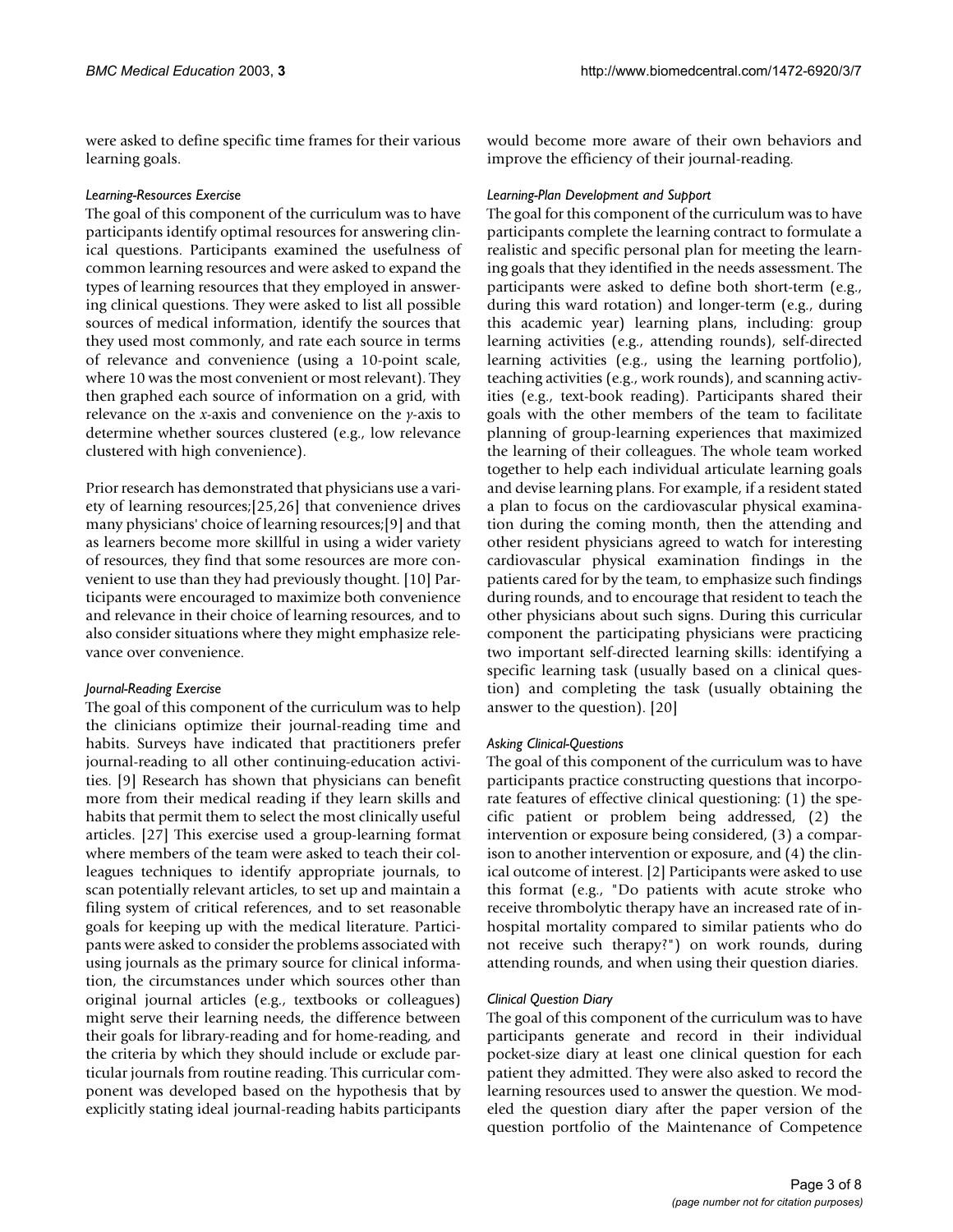were asked to define specific time frames for their various learning goals.

### *Learning-Resources Exercise*

The goal of this component of the curriculum was to have participants identify optimal resources for answering clinical questions. Participants examined the usefulness of common learning resources and were asked to expand the types of learning resources that they employed in answering clinical questions. They were asked to list all possible sources of medical information, identify the sources that they used most commonly, and rate each source in terms of relevance and convenience (using a 10-point scale, where 10 was the most convenient or most relevant). They then graphed each source of information on a grid, with relevance on the *x*-axis and convenience on the *y*-axis to determine whether sources clustered (e.g., low relevance clustered with high convenience).

Prior research has demonstrated that physicians use a variety of learning resources;[25,26] that convenience drives many physicians' choice of learning resources;[9] and that as learners become more skillful in using a wider variety of resources, they find that some resources are more convenient to use than they had previously thought. [10] Participants were encouraged to maximize both convenience and relevance in their choice of learning resources, and to also consider situations where they might emphasize relevance over convenience.

### *Journal-Reading Exercise*

The goal of this component of the curriculum was to help the clinicians optimize their journal-reading time and habits. Surveys have indicated that practitioners prefer journal-reading to all other continuing-education activities. [9] Research has shown that physicians can benefit more from their medical reading if they learn skills and habits that permit them to select the most clinically useful articles. [27] This exercise used a group-learning format where members of the team were asked to teach their colleagues techniques to identify appropriate journals, to scan potentially relevant articles, to set up and maintain a filing system of critical references, and to set reasonable goals for keeping up with the medical literature. Participants were asked to consider the problems associated with using journals as the primary source for clinical information, the circumstances under which sources other than original journal articles (e.g., textbooks or colleagues) might serve their learning needs, the difference between their goals for library-reading and for home-reading, and the criteria by which they should include or exclude particular journals from routine reading. This curricular component was developed based on the hypothesis that by explicitly stating ideal journal-reading habits participants would become more aware of their own behaviors and improve the efficiency of their journal-reading.

### *Learning-Plan Development and Support*

The goal for this component of the curriculum was to have participants complete the learning contract to formulate a realistic and specific personal plan for meeting the learning goals that they identified in the needs assessment. The participants were asked to define both short-term (e.g., during this ward rotation) and longer-term (e.g., during this academic year) learning plans, including: group learning activities (e.g., attending rounds), self-directed learning activities (e.g., using the learning portfolio), teaching activities (e.g., work rounds), and scanning activities (e.g., text-book reading). Participants shared their goals with the other members of the team to facilitate planning of group-learning experiences that maximized the learning of their colleagues. The whole team worked together to help each individual articulate learning goals and devise learning plans. For example, if a resident stated a plan to focus on the cardiovascular physical examination during the coming month, then the attending and other resident physicians agreed to watch for interesting cardiovascular physical examination findings in the patients cared for by the team, to emphasize such findings during rounds, and to encourage that resident to teach the other physicians about such signs. During this curricular component the participating physicians were practicing two important self-directed learning skills: identifying a specific learning task (usually based on a clinical question) and completing the task (usually obtaining the answer to the question). [20]

### *Asking Clinical-Questions*

The goal of this component of the curriculum was to have participants practice constructing questions that incorporate features of effective clinical questioning: (1) the specific patient or problem being addressed, (2) the intervention or exposure being considered, (3) a comparison to another intervention or exposure, and (4) the clinical outcome of interest. [2] Participants were asked to use this format (e.g., "Do patients with acute stroke who receive thrombolytic therapy have an increased rate of in-hospital mortality compared to similar patients who do not receive such therapy?") on work rounds, during attending rounds, and when using their question diaries.

### *Clinical Question Diary*

The goal of this component of the curriculum was to have participants generate and record in their individual pocket-size diary at least one clinical question for each patient they admitted. They were also asked to record the learning resources used to answer the question. We modeled the question diary after the paper version of the question portfolio of the Maintenance of Competence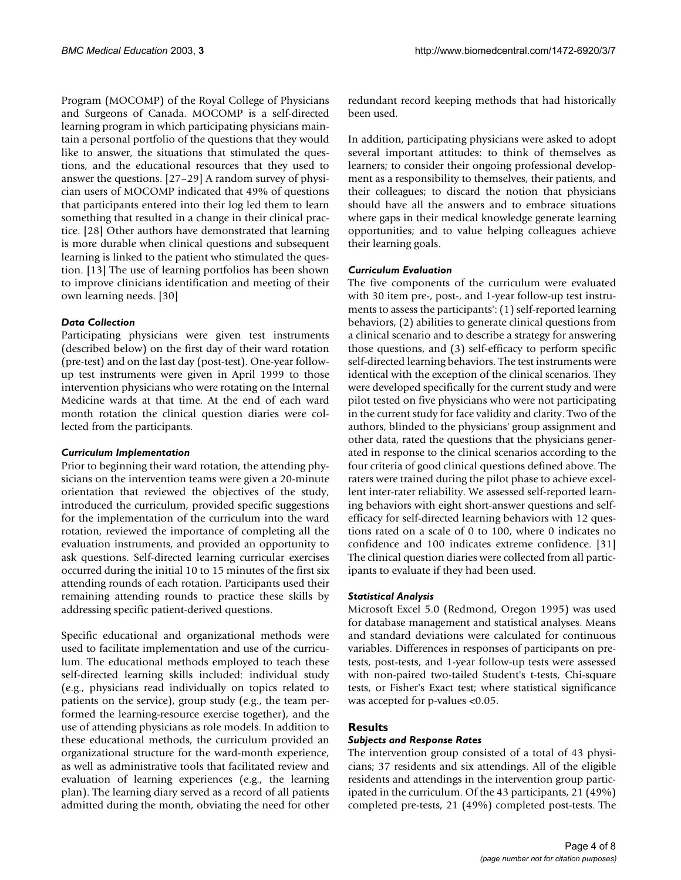Program (MOCOMP) of the Royal College of Physicians and Surgeons of Canada. MOCOMP is a self-directed learning program in which participating physicians maintain a personal portfolio of the questions that they would like to answer, the situations that stimulated the questions, and the educational resources that they used to answer the questions. [27–29] A random survey of physician users of MOCOMP indicated that 49% of questions that participants entered into their log led them to learn something that resulted in a change in their clinical practice. [28] Other authors have demonstrated that learning is more durable when clinical questions and subsequent learning is linked to the patient who stimulated the question. [13] The use of learning portfolios has been shown to improve clinicians identification and meeting of their own learning needs. [30]

### *Data Collection*

Participating physicians were given test instruments (described below) on the first day of their ward rotation (pre-test) and on the last day (post-test). One-year follow-up test instruments were given in April 1999 to those intervention physicians who were rotating on the Internal Medicine wards at that time. At the end of each ward month rotation the clinical question diaries were collected from the participants.

### *Curriculum Implementation*

Prior to beginning their ward rotation, the attending physicians on the intervention teams were given a 20-minute orientation that reviewed the objectives of the study, introduced the curriculum, provided specific suggestions for the implementation of the curriculum into the ward rotation, reviewed the importance of completing all the evaluation instruments, and provided an opportunity to ask questions. Self-directed learning curricular exercises occurred during the initial 10 to 15 minutes of the first six attending rounds of each rotation. Participants used their remaining attending rounds to practice these skills by addressing specific patient-derived questions.

Specific educational and organizational methods were used to facilitate implementation and use of the curriculum. The educational methods employed to teach these self-directed learning skills included: individual study (e.g., physicians read individually on topics related to patients on the service), group study (e.g., the team performed the learning-resource exercise together), and the use of attending physicians as role models. In addition to these educational methods, the curriculum provided an organizational structure for the ward-month experience, as well as administrative tools that facilitated review and evaluation of learning experiences (e.g., the learning plan). The learning diary served as a record of all patients admitted during the month, obviating the need for other redundant record keeping methods that had historically been used.

In addition, participating physicians were asked to adopt several important attitudes: to think of themselves as learners; to consider their ongoing professional development as a responsibility to themselves, their patients, and their colleagues; to discard the notion that physicians should have all the answers and to embrace situations where gaps in their medical knowledge generate learning opportunities; and to value helping colleagues achieve their learning goals.

### *Curriculum Evaluation*

The five components of the curriculum were evaluated with 30 item pre-, post-, and 1-year follow-up test instruments to assess the participants': (1) self-reported learning behaviors, (2) abilities to generate clinical questions from a clinical scenario and to describe a strategy for answering those questions, and (3) self-efficacy to perform specific self-directed learning behaviors. The test instruments were identical with the exception of the clinical scenarios. They were developed specifically for the current study and were pilot tested on five physicians who were not participating in the current study for face validity and clarity. Two of the authors, blinded to the physicians' group assignment and other data, rated the questions that the physicians generated in response to the clinical scenarios according to the four criteria of good clinical questions defined above. The raters were trained during the pilot phase to achieve excellent inter-rater reliability. We assessed self-reported learning behaviors with eight short-answer questions and self-efficacy for self-directed learning behaviors with 12 questions rated on a scale of 0 to 100, where 0 indicates no confidence and 100 indicates extreme confidence. [31] The clinical question diaries were collected from all participants to evaluate if they had been used.

### *Statistical Analysis*

Microsoft Excel 5.0 (Redmond, Oregon 1995) was used for database management and statistical analyses. Means and standard deviations were calculated for continuous variables. Differences in responses of participants on pre-tests, post-tests, and 1-year follow-up tests were assessed with non-paired two-tailed Student's t-tests, Chi-square tests, or Fisher's Exact test; where statistical significance was accepted for p-values <0.05.

## Results

### *Subjects and Response Rates*

The intervention group consisted of a total of 43 physicians; 37 residents and six attendings. All of the eligible residents and attendings in the intervention group participated in the curriculum. Of the 43 participants, 21 (49%) completed pre-tests, 21 (49%) completed post-tests. The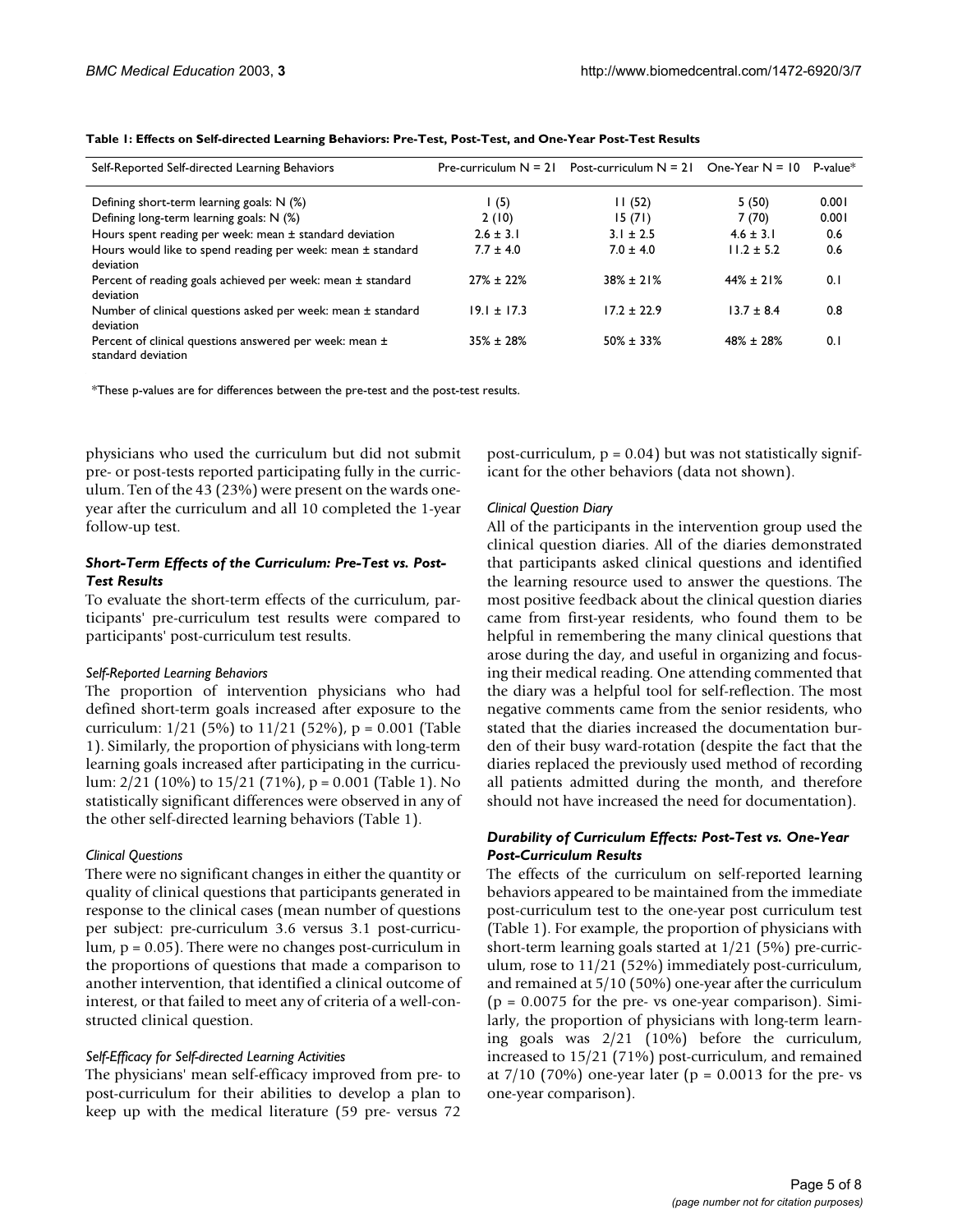**Table 1: Effects on Self-directed Learning Behaviors: Pre-Test, Post-Test, and One-Year Post-Test Results**

| Self-Reported Self-directed Learning Behaviors | Pre-curriculum N = 21 | Post-curriculum N = 21 | One-Year N = 10 | P-value* |
|---|---|---|---|---|
| Defining short-term learning goals: N (%) | 1 (5) | 11 (52) | 5 (50) | 0.001 |
| Defining long-term learning goals: N (%) | 2 (10) | 15 (71) | 7 (70) | 0.001 |
| Hours spent reading per week: mean ± standard deviation | 2.6 ± 3.1 | 3.1 ± 2.5 | 4.6 ± 3.1 | 0.6 |
| Hours would like to spend reading per week: mean ± standard deviation | 7.7 ± 4.0 | 7.0 ± 4.0 | 11.2 ± 5.2 | 0.6 |
| Percent of reading goals achieved per week: mean ± standard deviation | 27% ± 22% | 38% ± 21% | 44% ± 21% | 0.1 |
| Number of clinical questions asked per week: mean ± standard deviation | 19.1 ± 17.3 | 17.2 ± 22.9 | 13.7 ± 8.4 | 0.8 |
| Percent of clinical questions answered per week: mean ± standard deviation | 35% ± 28% | 50% ± 33% | 48% ± 28% | 0.1 |

*These p-values are for differences between the pre-test and the post-test results.

physicians who used the curriculum but did not submit pre- or post-tests reported participating fully in the curriculum. Ten of the 43 (23%) were present on the wards one-year after the curriculum and all 10 completed the 1-year follow-up test.

### *Short-Term Effects of the Curriculum: Pre-Test vs. Post-Test Results*

To evaluate the short-term effects of the curriculum, participants' pre-curriculum test results were compared to participants' post-curriculum test results.

#### *Self-Reported Learning Behaviors*

The proportion of intervention physicians who had defined short-term goals increased after exposure to the curriculum: 1/21 (5%) to 11/21 (52%), $p = 0.001$ (Table 1). Similarly, the proportion of physicians with long-term learning goals increased after participating in the curriculum: 2/21 (10%) to 15/21 (71%), $p = 0.001$ (Table 1). No statistically significant differences were observed in any of the other self-directed learning behaviors (Table 1).

#### *Clinical Questions*

There were no significant changes in either the quantity or quality of clinical questions that participants generated in response to the clinical cases (mean number of questions per subject: pre-curriculum 3.6 versus 3.1 post-curriculum, $p = 0.05$). There were no changes post-curriculum in the proportions of questions that made a comparison to another intervention, that identified a clinical outcome of interest, or that failed to meet any of criteria of a well-constructed clinical question.

#### *Self-Efficacy for Self-directed Learning Activities*

The physicians' mean self-efficacy improved from pre- to post-curriculum for their abilities to develop a plan to keep up with the medical literature (59 pre- versus 72 post-curriculum, $p = 0.04$) but was not statistically significant for the other behaviors (data not shown).

#### *Clinical Question Diary*

All of the participants in the intervention group used the clinical question diaries. All of the diaries demonstrated that participants asked clinical questions and identified the learning resource used to answer the questions. The most positive feedback about the clinical question diaries came from first-year residents, who found them to be helpful in remembering the many clinical questions that arose during the day, and useful in organizing and focusing their medical reading. One attending commented that the diary was a helpful tool for self-reflection. The most negative comments came from the senior residents, who stated that the diaries increased the documentation burden of their busy ward-rotation (despite the fact that the diaries replaced the previously used method of recording all patients admitted during the month, and therefore should not have increased the need for documentation).

### *Durability of Curriculum Effects: Post-Test vs. One-Year Post-Curriculum Results*

The effects of the curriculum on self-reported learning behaviors appeared to be maintained from the immediate post-curriculum test to the one-year post curriculum test (Table 1). For example, the proportion of physicians with short-term learning goals started at 1/21 (5%) pre-curriculum, rose to 11/21 (52%) immediately post-curriculum, and remained at 5/10 (50%) one-year after the curriculum ($p = 0.0075$ for the pre- vs one-year comparison). Similarly, the proportion of physicians with long-term learning goals was 2/21 (10%) before the curriculum, increased to 15/21 (71%) post-curriculum, and remained at 7/10 (70%) one-year later ($p = 0.0013$ for the pre- vs one-year comparison).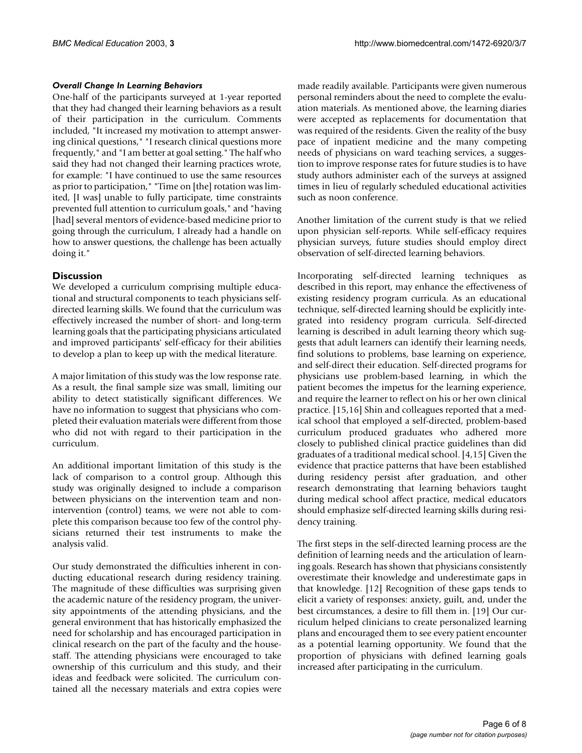#### *Overall Change In Learning Behaviors*

One-half of the participants surveyed at 1-year reported that they had changed their learning behaviors as a result of their participation in the curriculum. Comments included, "It increased my motivation to attempt answering clinical questions," "I research clinical questions more frequently," and "I am better at goal setting." The half who said they had not changed their learning practices wrote, for example: "I have continued to use the same resources as prior to participation," "Time on [the] rotation was limited, [I was] unable to fully participate, time constraints prevented full attention to curriculum goals," and "having [had] several mentors of evidence-based medicine prior to going through the curriculum, I already had a handle on how to answer questions, the challenge has been actually doing it."

## Discussion

We developed a curriculum comprising multiple educational and structural components to teach physicians self-directed learning skills. We found that the curriculum was effectively increased the number of short- and long-term learning goals that the participating physicians articulated and improved participants' self-efficacy for their abilities to develop a plan to keep up with the medical literature.

A major limitation of this study was the low response rate. As a result, the final sample size was small, limiting our ability to detect statistically significant differences. We have no information to suggest that physicians who completed their evaluation materials were different from those who did not with regard to their participation in the curriculum.

An additional important limitation of this study is the lack of comparison to a control group. Although this study was originally designed to include a comparison between physicians on the intervention team and non-intervention (control) teams, we were not able to complete this comparison because too few of the control physicians returned their test instruments to make the analysis valid.

Our study demonstrated the difficulties inherent in conducting educational research during residency training. The magnitude of these difficulties was surprising given the academic nature of the residency program, the university appointments of the attending physicians, and the general environment that has historically emphasized the need for scholarship and has encouraged participation in clinical research on the part of the faculty and the house-staff. The attending physicians were encouraged to take ownership of this curriculum and this study, and their ideas and feedback were solicited. The curriculum contained all the necessary materials and extra copies were made readily available. Participants were given numerous personal reminders about the need to complete the evaluation materials. As mentioned above, the learning diaries were accepted as replacements for documentation that was required of the residents. Given the reality of the busy pace of inpatient medicine and the many competing needs of physicians on ward teaching services, a suggestion to improve response rates for future studies is to have study authors administer each of the surveys at assigned times in lieu of regularly scheduled educational activities such as noon conference.

Another limitation of the current study is that we relied upon physician self-reports. While self-efficacy requires physician surveys, future studies should employ direct observation of self-directed learning behaviors.

Incorporating self-directed learning techniques as described in this report, may enhance the effectiveness of existing residency program curricula. As an educational technique, self-directed learning should be explicitly integrated into residency program curricula. Self-directed learning is described in adult learning theory which suggests that adult learners can identify their learning needs, find solutions to problems, base learning on experience, and self-direct their education. Self-directed programs for physicians use problem-based learning, in which the patient becomes the impetus for the learning experience, and require the learner to reflect on his or her own clinical practice. [15,16] Shin and colleagues reported that a medical school that employed a self-directed, problem-based curriculum produced graduates who adhered more closely to published clinical practice guidelines than did graduates of a traditional medical school. [4,15] Given the evidence that practice patterns that have been established during residency persist after graduation, and other research demonstrating that learning behaviors taught during medical school affect practice, medical educators should emphasize self-directed learning skills during residency training.

The first steps in the self-directed learning process are the definition of learning needs and the articulation of learning goals. Research has shown that physicians consistently overestimate their knowledge and underestimate gaps in that knowledge. [12] Recognition of these gaps tends to elicit a variety of responses: anxiety, guilt, and, under the best circumstances, a desire to fill them in. [19] Our curriculum helped clinicians to create personalized learning plans and encouraged them to see every patient encounter as a potential learning opportunity. We found that the proportion of physicians with defined learning goals increased after participating in the curriculum.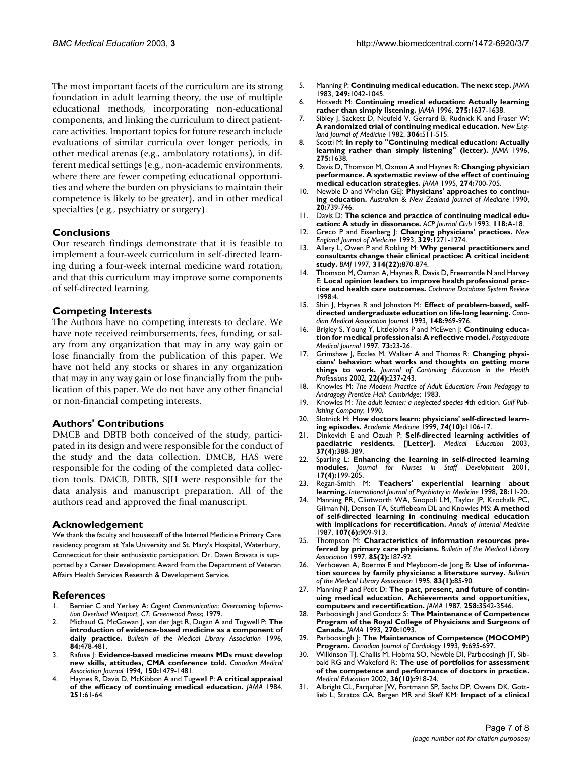The most important facets of the curriculum are its strong foundation in adult learning theory, the use of multiple educational methods, incorporating non-educational components, and linking the curriculum to direct patient-care activities. Important topics for future research include evaluations of similar curricula over longer periods, in other medical arenas (e.g., ambulatory rotations), in different medical settings (e.g., non-academic environments, where there are fewer competing educational opportunities and where the burden on physicians to maintain their competence is likely to be greater), and in other medical specialties (e.g., psychiatry or surgery).

## Conclusions

Our research findings demonstrate that it is feasible to implement a four-week curriculum in self-directed learning during a four-week internal medicine ward rotation, and that this curriculum may improve some components of self-directed learning.

## Competing Interests

The Authors have no competing interests to declare. We have note received reimbursements, fees, funding, or salary from any organization that may in any way gain or lose financially from the publication of this paper. We have not held any stocks or shares in any organization that may in any way gain or lose financially from the publication of this paper. We do not have any other financial or non-financial competing interests.

## Authors' Contributions

DMCB and DBTB both conceived of the study, participated in its design and were responsible for the conduct of the study and the data collection. DMCB, HAS were responsible for the coding of the completed data collection tools. DMCB, DBTB, SJH were responsible for the data analysis and manuscript preparation. All of the authors read and approved the final manuscript.

## Acknowledgement

We thank the faculty and housestaff of the Internal Medicine Primary Care residency program at Yale University and St. Mary's Hospital, Waterbury, Connecticut for their enthusiastic participation. Dr. Dawn Bravata is supported by a Career Development Award from the Department of Veteran Affairs Health Services Research & Development Service.

## References

1. Bernier C and Yerkey A: *Cogent Communication: Overcoming Information Overload Westport, CT: Greenwood Press*; 1979.
2. Michaud G, McGowan J, van der Jagt R, Dugan A and Tugwell P: **The introduction of evidence-based medicine as a component of daily practice.** *Bulletin of the Medical Library Association* 1996, **84:**478-481.
3. Rafuse J: **Evidence-based medicine means MDs must develop new skills, attitudes, CMA conference told.** *Canadian Medical Association Journal* 1994, **150:**1479-1481.
4. Haynes R, Davis D, McKibbon A and Tugwell P: **A critical appraisal of the efficacy of continuing medical education.** *JAMA* 1984, **251:**61-64.
5. Manning P: **Continuing medical education. The next step.** *JAMA* 1983, **249:**1042-1045.
6. Hotvedt M: **Continuing medical education: Actually learning rather than simply listening.** *JAMA* 1996, **275:**1637-1638.
7. Sibley J, Sackett D, Neufeld V, Gerrard B, Rudnick K and Fraser W: **A randomized trial of continuing medical education.** *New England Journal of Medicine* 1982, **306:**511-515.
8. Scotti M: **In reply to "Continuing medical education: Actually learning rather than simply listening" (letter).** *JAMA* 1996, **275:**1638.
9. Davis D, Thomson M, Oxman A and Haynes R: **Changing physician performance. A systematic review of the effect of continuing medical education strategies.** *JAMA* 1995, **274:**700-705.
10. Newble D and Whelan GEJ: **Physicians' approaches to continuing education.** *Australian & New Zealand Journal of Medicine* 1990, **20:**739-746.
11. Davis D: **The science and practice of continuing medical education: A study in dissonance.** *ACP Journal Club* 1993, **118:**A-18.
12. Greco P and Eisenberg J: **Changing physicians' practices.** *New England Journal of Medicine* 1993, **329:**1271-1274.
13. Allery L, Owen P and Robling M: **Why general practitioners and consultants change their clinical practice: A critical incident study.** *BMJ* 1997, **314(22):**870-874.
14. Thomson M, Oxman A, Haynes R, Davis D, Freemantle N and Harvey E: **Local opinion leaders to improve health professional practice and health care outcomes.** *Cochrane Database System Review* 1998:4.
15. Shin J, Haynes R and Johnston M: **Effect of problem-based, self-directed undergraduate education on life-long learning.** *Canadian Medical Association Journal* 1993, **148:**969-976.
16. Brigley S, Young Y, Littlejohns P and McEwen J: **Continuing education for medical professionals: A reflective model.** *Postgraduate Medical Journal* 1997, **73:**23-26.
17. Grimshaw J, Eccles M, Walker A and Thomas R: **Changing physicians' behavior: what works and thoughts on getting more things to work.** *Journal of Continuing Education in the Health Professions* 2002, **22(4):**237-243.
18. Knowles M: *The Modern Practice of Adult Education: From Pedagogy to Andragogy Prentice Hall: Cambridge*; 1983.
19. Knowles M: *The adult learner: a neglected species* 4th edition. *Gulf Publishing Company*; 1990.
20. Slotnick H: **How doctors learn: physicians' self-directed learning episodes.** *Academic Medicine* 1999, **74(10):**1106-17.
21. Dinkevich E and Ozuah P: **Self-directed learning activities of paediatric residents. [Letter].** *Medical Education* 2003, **37(4):**388-389.
22. Sparling L: **Enhancing the learning in self-directed learning modules.** *Journal for Nurses in Staff Development* 2001, **17(4):**199-205.
23. Regan-Smith M: **Teachers' experiential learning about learning.** *International Journal of Psychiatry in Medicine* 1998, **28:**11-20.
24. Manning PR, Clintworth WA, Sinopoli LM, Taylor JP, Krochalk PC, Gilman NJ, Denson TA, Stufflebeam DL and Knowles MS: **A method of self-directed learning in continuing medical education with implications for recertification.** *Annals of Internal Medicine* 1987, **107(6):**909-913.
25. Thompson M: **Characteristics of information resources preferred by primary care physicians.** *Bulletin of the Medical Library Association* 1997, **85(2):**187-92.
26. Verhoeven A, Boerma E and Meyboom-de Jong B: **Use of information sources by family physicians: a literature survey.** *Bulletin of the Medical Library Association* 1995, **83(1):**85-90.
27. Manning P and Petit D: **The past, present, and future of continuing medical education. Achievements and opportunities, computers and recertification.** *JAMA* 1987, **258:**3542-3546.
28. Parboosingh J and Gondocz S: **The Maintenance of Competence Program of the Royal College of Physicians and Surgeons of Canada.** *JAMA* 1993, **270:**1093.
29. Parboosingh J: **The Maintenance of Competence (MOCOMP) Program.** *Canadian Journal of Cardiology* 1993, **9:**695-697.
30. Wilkinson TJ, Challis M, Hobma SO, Newble DI, Parboosingh JT, Sibbald RG and Wakeford R: **The use of portfolios for assessment of the competence and performance of doctors in practice.** *Medical Education* 2002, **36(10):**918-24.
31. Albright CL, Farquhar JW, Fortmann SP, Sachs DP, Owens DK, Gottlieb L, Stratos GA, Bergen MR and Skeff KM: **Impact of a clinical**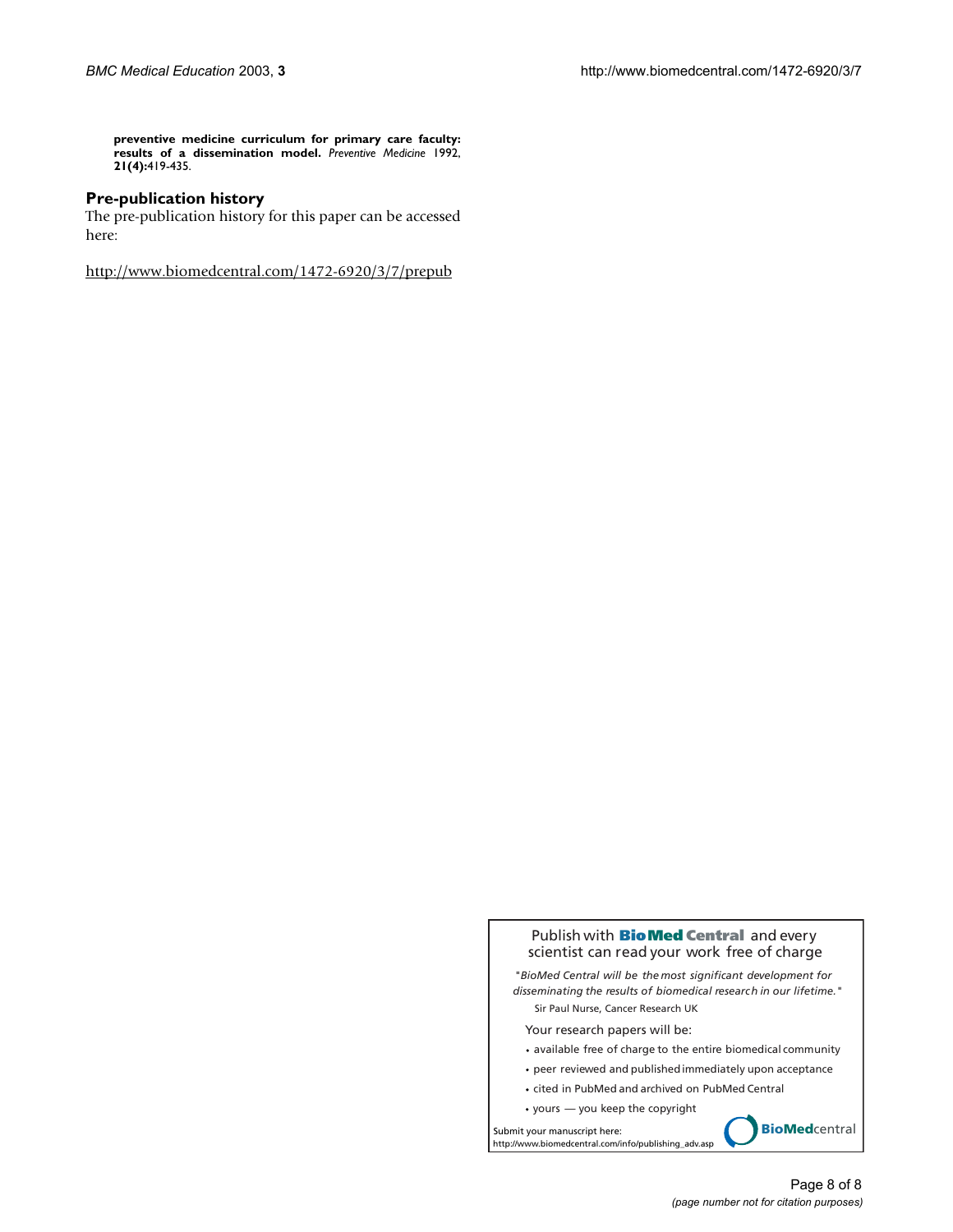**preventive medicine curriculum for primary care faculty: results of a dissemination model.** *Preventive Medicine* 1992, **21(4):**419-435.

## Pre-publication history

The pre-publication history for this paper can be accessed here:

http://www.biomedcentral.com/1472-6920/3/7/prepub

Publish with **BioMed Central** and every scientist can read your work free of charge

*"BioMed Central will be the most significant development for disseminating the results of biomedical research in our lifetime."*

Sir Paul Nurse, Cancer Research UK

Your research papers will be:

- available free of charge to the entire biomedical community
- peer reviewed and published immediately upon acceptance
- cited in PubMed and archived on PubMed Central
- yours — you keep the copyright

Submit your manuscript here:
http://www.biomedcentral.com/info/publishing_adv.asp

**BioMed**central